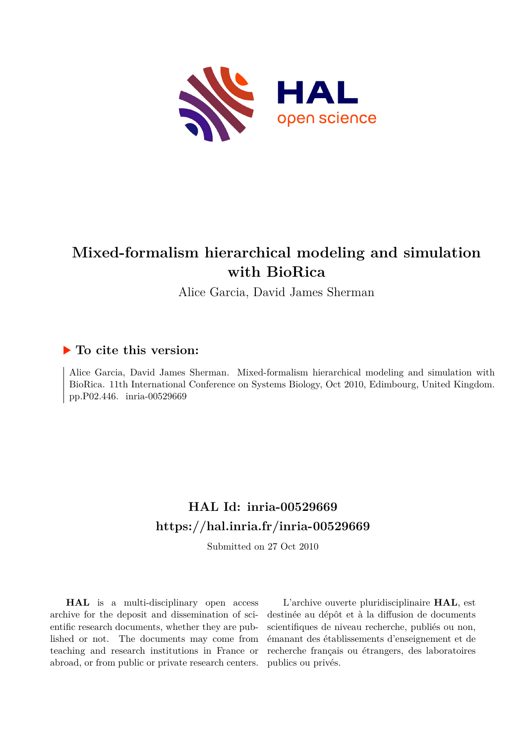# Mixed-formalism hierarchical modeling and simulation with BioRica

Alice Garcia, David James Sherman

## ▶ To cite this version:

Alice Garcia, David James Sherman. Mixed-formalism hierarchical modeling and simulation with BioRica. 11th International Conference on Systems Biology, Oct 2010, Edimbourg, United Kingdom. pp.P02.446. inria-00529669

## HAL Id: inria-00529669

## https://hal.inria.fr/inria-00529669

Submitted on 27 Oct 2010

**HAL** is a multi-disciplinary open access archive for the deposit and dissemination of scientific research documents, whether they are published or not. The documents may come from teaching and research institutions in France or abroad, or from public or private research centers.

L'archive ouverte pluridisciplinaire **HAL**, est destinée au dépôt et à la diffusion de documents scientifiques de niveau recherche, publiés ou non, émanant des établissements d'enseignement et de recherche français ou étrangers, des laboratoires publics ou privés.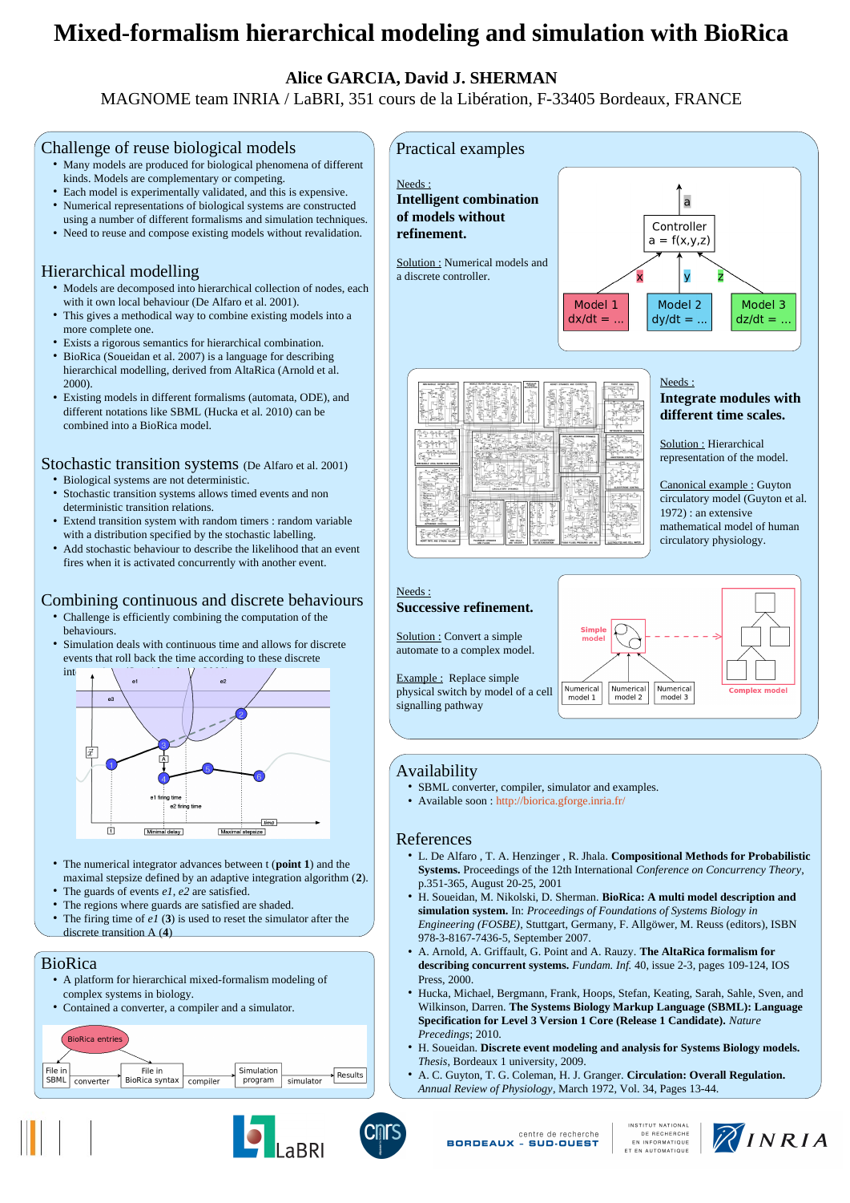# Mixed-formalism hierarchical modeling and simulation with BioRica

**Alice GARCIA, David J. SHERMAN**

MAGNOME team INRIA / LaBRI, 351 cours de la Libération, F-33405 Bordeaux, FRANCE

## Challenge of reuse biological models

- Many models are produced for biological phenomena of different kinds. Models are complementary or competing.
- Each model is experimentally validated, and this is expensive.
- Numerical representations of biological systems are constructed using a number of different formalisms and simulation techniques.
- Need to reuse and compose existing models without revalidation.

## Hierarchical modelling

- Models are decomposed into hierarchical collection of nodes, each with it own local behaviour (De Alfaro et al. 2001).
- This gives a methodical way to combine existing models into a more complete one.
- Exists a rigorous semantics for hierarchical combination.
- BioRica (Soueidan et al. 2007) is a language for describing hierarchical modelling, derived from AltaRica (Arnold et al. 2000).
- Existing models in different formalisms (automata, ODE), and different notations like SBML (Hucka et al. 2010) can be combined into a BioRica model.

## Stochastic transition systems (De Alfaro et al. 2001)

- Biological systems are not deterministic.
- Stochastic transition systems allows timed events and non deterministic transition relations.
- Extend transition system with random timers : random variable with a distribution specified by the stochastic labelling.
- Add stochastic behaviour to describe the likelihood that an event fires when it is activated concurrently with another event.

## Combining continuous and discrete behaviours

- Challenge is efficiently combining the computation of the behaviours.
- Simulation deals with continuous time and allows for discrete events that roll back the time according to these discrete int...

e1
e2
e3
1
2
3
4
5
6
A
e1 firing time
e2 firing time
time
Minimal delay
Maximal stepsize

- The numerical integrator advances between t (**point 1**) and the maximal stepsize defined by an adaptive integration algorithm (**2**).
- The guards of events *e1*, *e2* are satisfied.
- The regions where guards are satisfied are shaded.
- The firing time of *e1* (**3**) is used to reset the simulator after the discrete transition A (**4**)

## BioRica

- A platform for hierarchical mixed-formalism modeling of complex systems in biology.
- Contained a converter, a compiler and a simulator.

BioRica entries
File in SBML → converter → File in BioRica syntax → compiler → Simulation program → simulator → Results

## Practical examples

Needs :
**Intelligent combination of models without refinement.**

Solution : Numerical models and a discrete controller.

a
Controller
a = f(x,y,z)
x
y
z
Model 1
dx/dt = ...
Model 2
dy/dt = ...
Model 3
dz/dt = ...

Needs :
**Integrate modules with different time scales.**

Solution : Hierarchical representation of the model.

Canonical example : Guyton circulatory model (Guyton et al. 1972) : an extensive mathematical model of human circulatory physiology.

Needs :
**Successive refinement.**

Solution : Convert a simple automate to a complex model.

Example : Replace simple physical switch by model of a cell signalling pathway

Simple model
Numerical model 1
Numerical model 2
Numerical model 3
Complex model

## Availability

- SBML converter, compiler, simulator and examples.
- Available soon : http://biorica.gforge.inria.fr/

## References

- L. De Alfaro , T. A. Henzinger , R. Jhala. **Compositional Methods for Probabilistic Systems.** Proceedings of the 12th International *Conference on Concurrency Theory*, p.351-365, August 20-25, 2001
- H. Soueidan, M. Nikolski, D. Sherman. **BioRica: A multi model description and simulation system.** In: *Proceedings of Foundations of Systems Biology in Engineering (FOSBE)*, Stuttgart, Germany, F. Allgöwer, M. Reuss (editors), ISBN 978-3-8167-7436-5, September 2007.
- A. Arnold, A. Griffault, G. Point and A. Rauzy. **The AltaRica formalism for describing concurrent systems.** *Fundam. Inf.* 40, issue 2-3, pages 109-124, IOS Press, 2000.
- Hucka, Michael, Bergmann, Frank, Hoops, Stefan, Keating, Sarah, Sahle, Sven, and Wilkinson, Darren. **The Systems Biology Markup Language (SBML): Language Specification for Level 3 Version 1 Core (Release 1 Candidate).** *Nature Precedings*; 2010.
- H. Soueidan. **Discrete event modeling and analysis for Systems Biology models.** *Thesis*, Bordeaux 1 university, 2009.
- A. C. Guyton, T. G. Coleman, H. J. Granger. **Circulation: Overall Regulation.** *Annual Review of Physiology*, March 1972, Vol. 34, Pages 13-44.

LaBRI — cnrs — centre de recherche BORDEAUX - SUD-OUEST — INSTITUT NATIONAL DE RECHERCHE EN INFORMATIQUE ET EN AUTOMATIQUE — INRIA